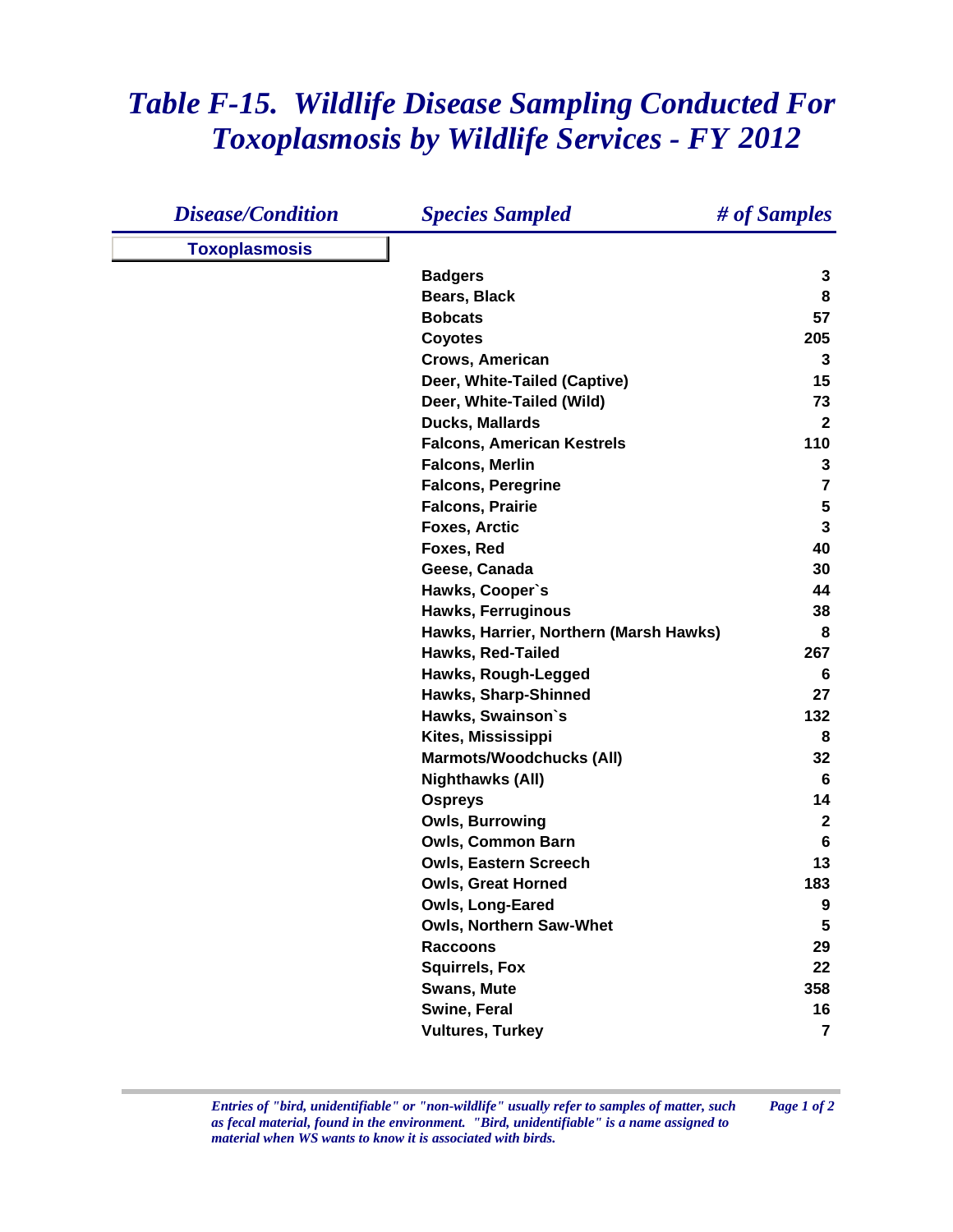# *Table F-15. Wildlife Disease Sampling Conducted For Toxoplasmosis by Wildlife Services - FY 2012*

| *Disease/Condition* | *Species Sampled* | *# of Samples* |
|---|---|---|
| **Toxoplasmosis** | | |
| | **Badgers** | **3** |
| | **Bears, Black** | **8** |
| | **Bobcats** | **57** |
| | **Coyotes** | **205** |
| | **Crows, American** | **3** |
| | **Deer, White-Tailed (Captive)** | **15** |
| | **Deer, White-Tailed (Wild)** | **73** |
| | **Ducks, Mallards** | **2** |
| | **Falcons, American Kestrels** | **110** |
| | **Falcons, Merlin** | **3** |
| | **Falcons, Peregrine** | **7** |
| | **Falcons, Prairie** | **5** |
| | **Foxes, Arctic** | **3** |
| | **Foxes, Red** | **40** |
| | **Geese, Canada** | **30** |
| | **Hawks, Cooper`s** | **44** |
| | **Hawks, Ferruginous** | **38** |
| | **Hawks, Harrier, Northern (Marsh Hawks)** | **8** |
| | **Hawks, Red-Tailed** | **267** |
| | **Hawks, Rough-Legged** | **6** |
| | **Hawks, Sharp-Shinned** | **27** |
| | **Hawks, Swainson`s** | **132** |
| | **Kites, Mississippi** | **8** |
| | **Marmots/Woodchucks (All)** | **32** |
| | **Nighthawks (All)** | **6** |
| | **Ospreys** | **14** |
| | **Owls, Burrowing** | **2** |
| | **Owls, Common Barn** | **6** |
| | **Owls, Eastern Screech** | **13** |
| | **Owls, Great Horned** | **183** |
| | **Owls, Long-Eared** | **9** |
| | **Owls, Northern Saw-Whet** | **5** |
| | **Raccoons** | **29** |
| | **Squirrels, Fox** | **22** |
| | **Swans, Mute** | **358** |
| | **Swine, Feral** | **16** |
| | **Vultures, Turkey** | **7** |

*Entries of "bird, unidentifiable" or "non-wildlife" usually refer to samples of matter, such as fecal material, found in the environment. "Bird, unidentifiable" is a name assigned to material when WS wants to know it is associated with birds.*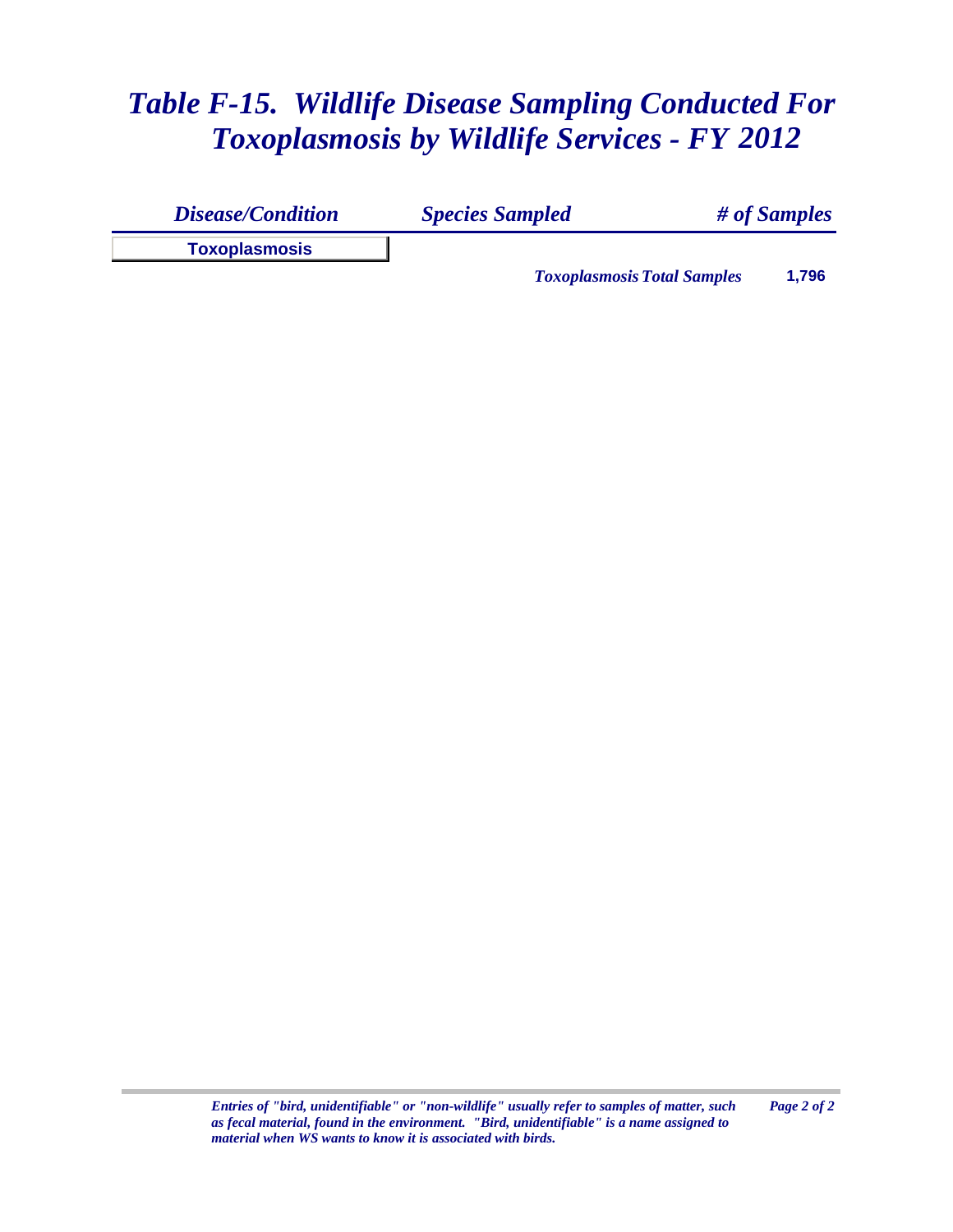# *Table F-15. Wildlife Disease Sampling Conducted For Toxoplasmosis by Wildlife Services - FY 2012*

| *Disease/Condition* | *Species Sampled* | *# of Samples* |
| --- | --- | --- |
| **Toxoplasmosis** | | |
| | ***Toxoplasmosis Total Samples*** | **1,796** |

***Entries of "bird, unidentifiable" or "non-wildlife" usually refer to samples of matter, such as fecal material, found in the environment. "Bird, unidentifiable" is a name assigned to material when WS wants to know it is associated with birds.***